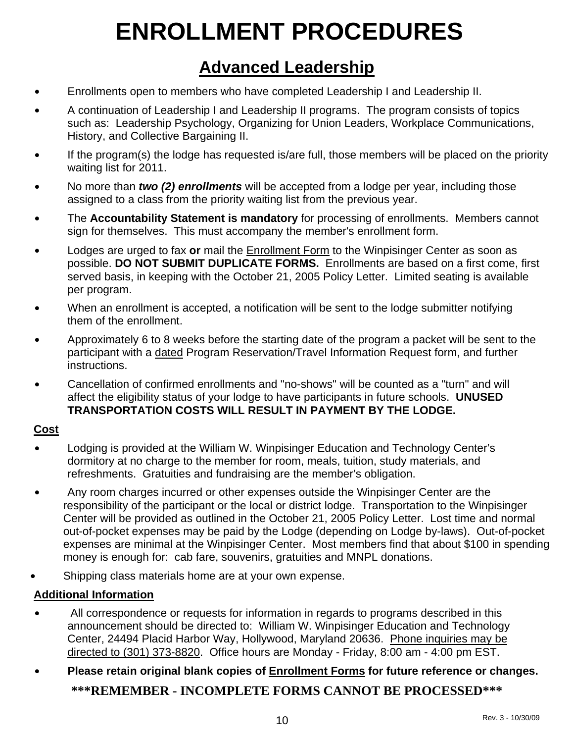# ENROLLMENT PROCEDURES

## Advanced Leadership

- Enrollments open to members who have completed Leadership I and Leadership II.
- A continuation of Leadership I and Leadership II programs. The program consists of topics such as: Leadership Psychology, Organizing for Union Leaders, Workplace Communications, History, and Collective Bargaining II.
- If the program(s) the lodge has requested is/are full, those members will be placed on the priority waiting list for 2011.
- No more than ***two (2) enrollments*** will be accepted from a lodge per year, including those assigned to a class from the priority waiting list from the previous year.
- The **Accountability Statement is mandatory** for processing of enrollments. Members cannot sign for themselves. This must accompany the member's enrollment form.
- Lodges are urged to fax **or** mail the Enrollment Form to the Winpisinger Center as soon as possible. **DO NOT SUBMIT DUPLICATE FORMS.** Enrollments are based on a first come, first served basis, in keeping with the October 21, 2005 Policy Letter. Limited seating is available per program.
- When an enrollment is accepted, a notification will be sent to the lodge submitter notifying them of the enrollment.
- Approximately 6 to 8 weeks before the starting date of the program a packet will be sent to the participant with a dated Program Reservation/Travel Information Request form, and further instructions.
- Cancellation of confirmed enrollments and "no-shows" will be counted as a "turn" and will affect the eligibility status of your lodge to have participants in future schools. **UNUSED TRANSPORTATION COSTS WILL RESULT IN PAYMENT BY THE LODGE.**

### Cost

- Lodging is provided at the William W. Winpisinger Education and Technology Center's dormitory at no charge to the member for room, meals, tuition, study materials, and refreshments. Gratuities and fundraising are the member's obligation.
- Any room charges incurred or other expenses outside the Winpisinger Center are the responsibility of the participant or the local or district lodge. Transportation to the Winpisinger Center will be provided as outlined in the October 21, 2005 Policy Letter. Lost time and normal out-of-pocket expenses may be paid by the Lodge (depending on Lodge by-laws). Out-of-pocket expenses are minimal at the Winpisinger Center. Most members find that about $100 in spending money is enough for: cab fare, souvenirs, gratuities and MNPL donations.
- Shipping class materials home are at your own expense.

### Additional Information

- All correspondence or requests for information in regards to programs described in this announcement should be directed to: William W. Winpisinger Education and Technology Center, 24494 Placid Harbor Way, Hollywood, Maryland 20636. Phone inquiries may be directed to (301) 373-8820. Office hours are Monday - Friday, 8:00 am - 4:00 pm EST.
- **Please retain original blank copies of Enrollment Forms for future reference or changes.**

**\*\*\*REMEMBER - INCOMPLETE FORMS CANNOT BE PROCESSED\*\*\***

Rev. 3 - 10/30/09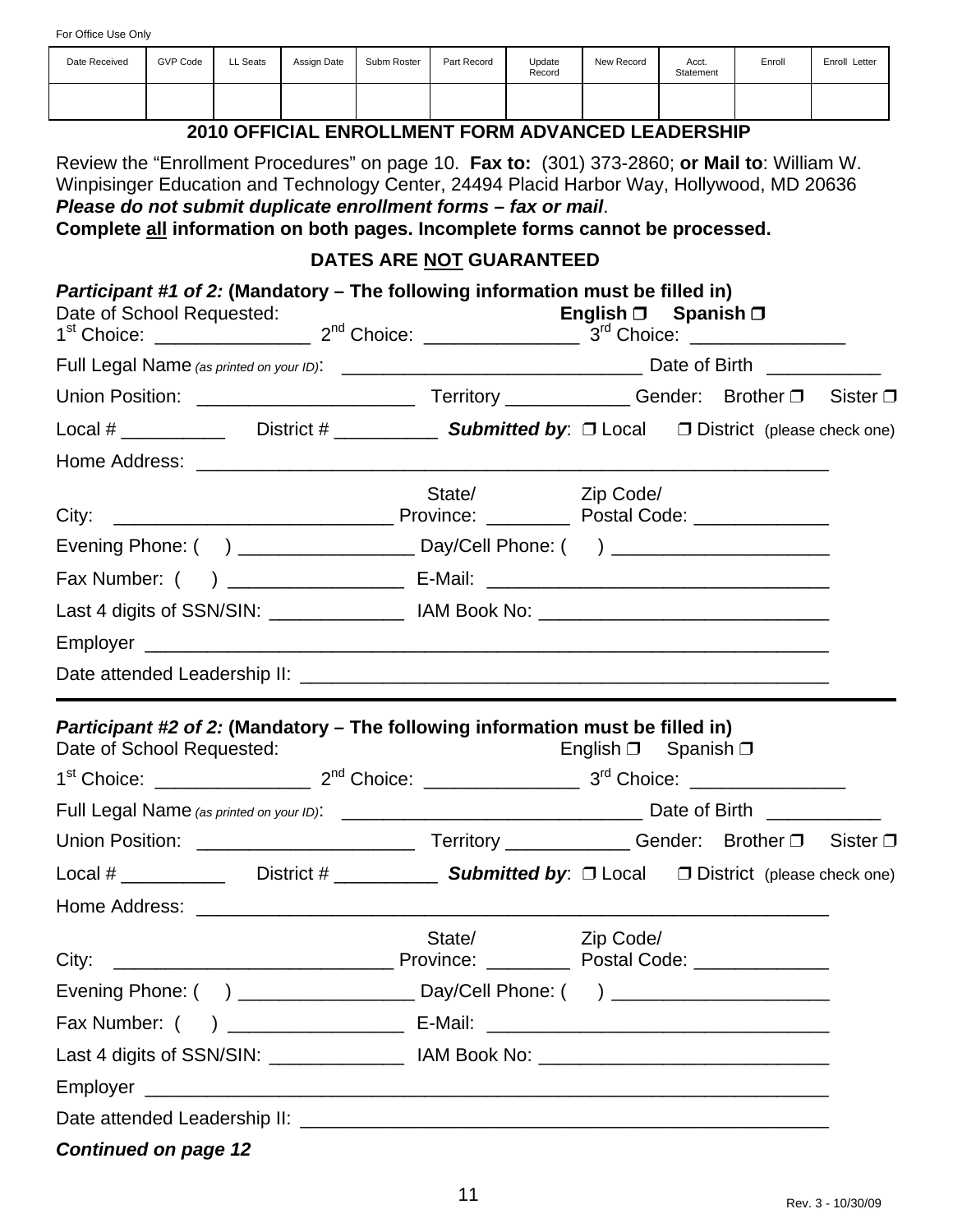For Office Use Only

| Date Received | GVP Code | LL Seats | Assign Date | Subm Roster | Part Record | Update Record | New Record | Acct. Statement | Enroll | Enroll Letter |
|---|---|---|---|---|---|---|---|---|---|---|
| | | | | | | | | | | |

## 2010 OFFICIAL ENROLLMENT FORM ADVANCED LEADERSHIP

Review the "Enrollment Procedures" on page 10. **Fax to:** (301) 373-2860; **or Mail to**: William W. Winpisinger Education and Technology Center, 24494 Placid Harbor Way, Hollywood, MD 20636
***Please do not submit duplicate enrollment forms – fax or mail***.
**Complete all information on both pages. Incomplete forms cannot be processed.**

**DATES ARE NOT GUARANTEED**

***Participant #1 of 2:*** **(Mandatory – The following information must be filled in)**

Date of School Requested: **English ❒ Spanish ❒**

1st Choice: _______________ 2nd Choice: _______________ 3rd Choice: _______________

Full Legal Name *(as printed on your ID)*: _____________________________ Date of Birth ___________

Union Position: _____________________ Territory ____________ Gender: Brother ❒ Sister ❒

Local # __________ District # __________ ***Submitted by***: ❒ Local ❒ District (please check one)

Home Address: ______________________________________________________________

City: ___________________________ State/ Province: ________ Zip Code/ Postal Code: _____________

Evening Phone: ( ) _________________ Day/Cell Phone: ( ) _____________________

Fax Number: ( ) _________________ E-Mail: _________________________________

Last 4 digits of SSN/SIN: _____________ IAM Book No: ___________________________

Employer _______________________________________________________________

Date attended Leadership II: ______________________________________________

---

***Participant #2 of 2:*** **(Mandatory – The following information must be filled in)**

Date of School Requested: English ❒ Spanish ❒

1st Choice: _______________ 2nd Choice: _______________ 3rd Choice: _______________

Full Legal Name *(as printed on your ID)*: _____________________________ Date of Birth ___________

Union Position: _____________________ Territory ____________ Gender: Brother ❒ Sister ❒

Local # __________ District # __________ ***Submitted by***: ❒ Local ❒ District (please check one)

Home Address: ______________________________________________________________

City: ___________________________ State/ Province: ________ Zip Code/ Postal Code: _____________

Evening Phone: ( ) _________________ Day/Cell Phone: ( ) _____________________

Fax Number: ( ) _________________ E-Mail: _________________________________

Last 4 digits of SSN/SIN: _____________ IAM Book No: ___________________________

Employer _______________________________________________________________

Date attended Leadership II: ______________________________________________

***Continued on page 12***

Rev. 3 - 10/30/09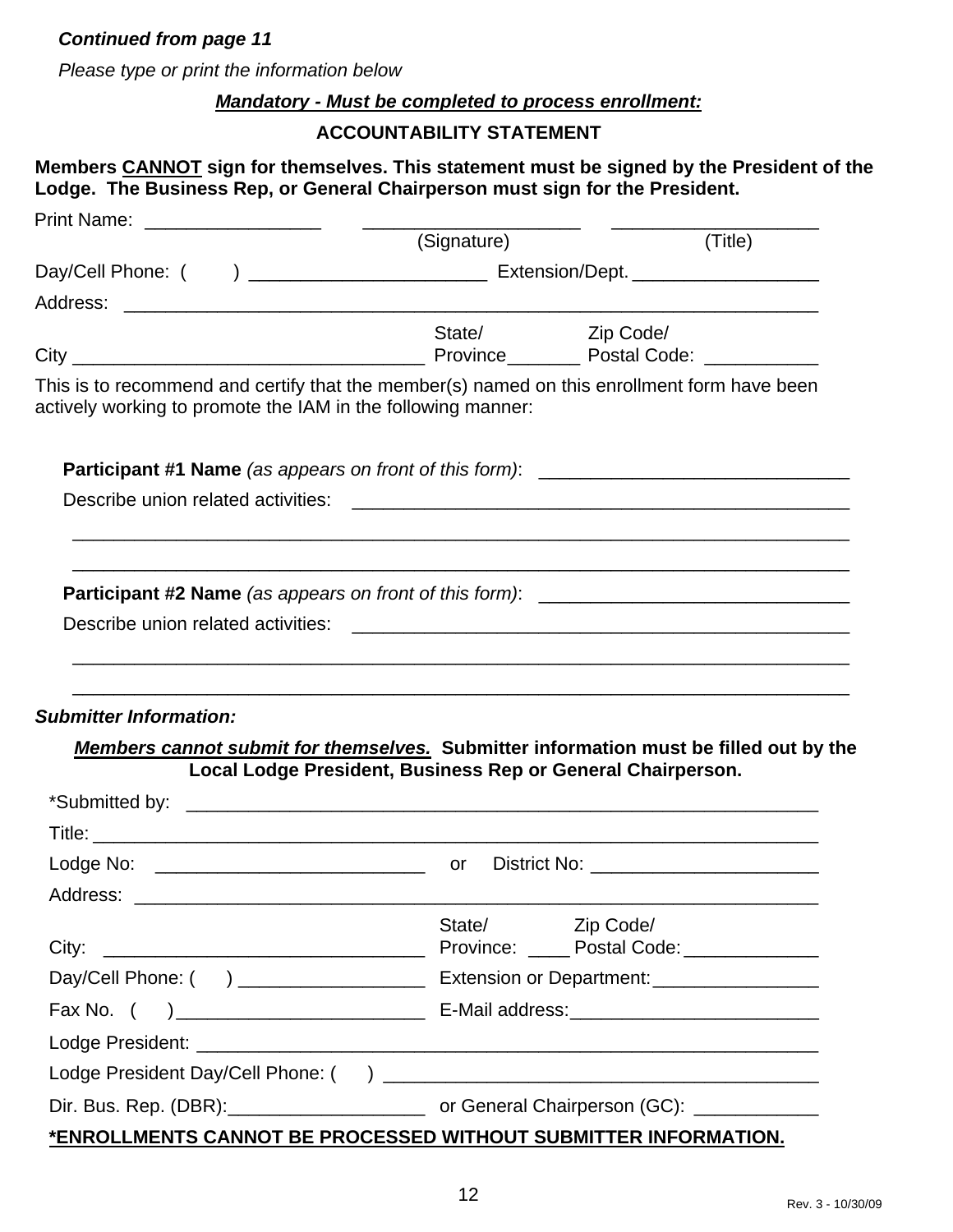*Continued from page 11*

*Please type or print the information below*

***Mandatory - Must be completed to process enrollment:***

**ACCOUNTABILITY STATEMENT**

**Members CANNOT sign for themselves. This statement must be signed by the President of the Lodge. The Business Rep, or General Chairperson must sign for the President.**

Print Name: _________________ _____________________ ____________________
(Signature) (Title)

Day/Cell Phone: ( ) _______________________ Extension/Dept. __________________

Address: ____________________________________________________________________

City __________________________________ State/ Province_______ Zip Code/ Postal Code: ___________

This is to recommend and certify that the member(s) named on this enrollment form have been actively working to promote the IAM in the following manner:

**Participant #1 Name** *(as appears on front of this form)*: ______________________________

Describe union related activities: _________________________________________________

_____________________________________________________________________________

_____________________________________________________________________________

**Participant #2 Name** *(as appears on front of this form)*: ______________________________

Describe union related activities: _________________________________________________

_____________________________________________________________________________

_____________________________________________________________________________

***Submitter Information:***

***Members cannot submit for themselves.*** **Submitter information must be filled out by the Local Lodge President, Business Rep or General Chairperson.**

*Submitted by: ______________________________________________________________

Title: ______________________________________________________________________

Lodge No: __________________________ or District No: ______________________

Address: ___________________________________________________________________

City: _______________________________ State/ Province: ____ Zip Code/ Postal Code: _____________

Day/Cell Phone: ( ) __________________ Extension or Department: ________________

Fax No. ( ) ________________________ E-Mail address: ________________________

Lodge President: ____________________________________________________________

Lodge President Day/Cell Phone: ( ) __________________________________________

Dir. Bus. Rep. (DBR): ___________________ or General Chairperson (GC): ____________

**\*ENROLLMENTS CANNOT BE PROCESSED WITHOUT SUBMITTER INFORMATION.**

Rev. 3 - 10/30/09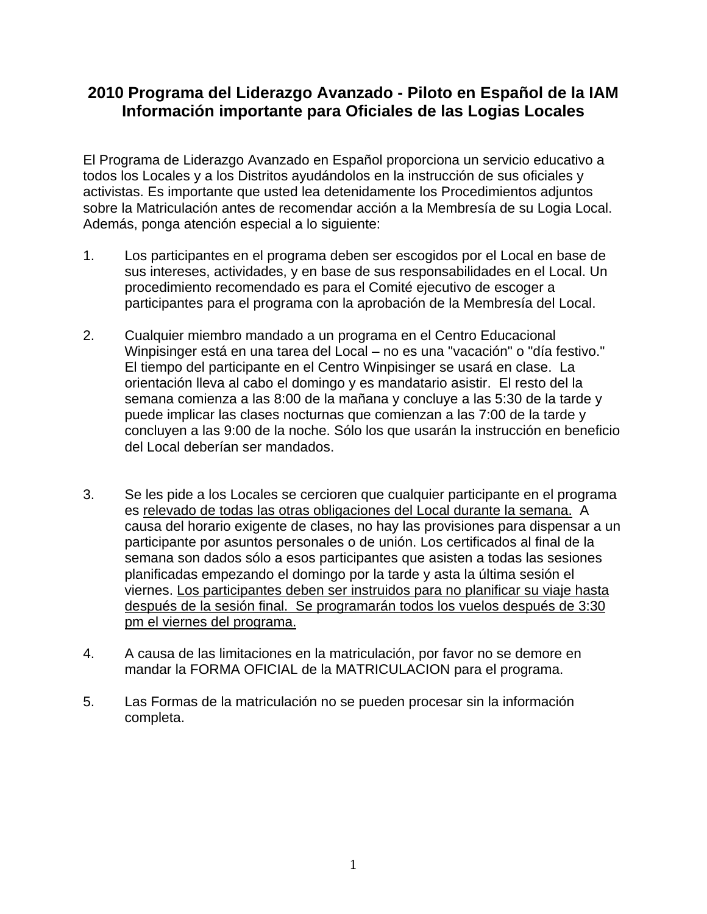# 2010 Programa del Liderazgo Avanzado - Piloto en Español de la IAM
# Información importante para Oficiales de las Logias Locales

El Programa de Liderazgo Avanzado en Español proporciona un servicio educativo a todos los Locales y a los Distritos ayudándolos en la instrucción de sus oficiales y activistas. Es importante que usted lea detenidamente los Procedimientos adjuntos sobre la Matriculación antes de recomendar acción a la Membresía de su Logia Local. Además, ponga atención especial a lo siguiente:

1. Los participantes en el programa deben ser escogidos por el Local en base de sus intereses, actividades, y en base de sus responsabilidades en el Local. Un procedimiento recomendado es para el Comité ejecutivo de escoger a participantes para el programa con la aprobación de la Membresía del Local.

2. Cualquier miembro mandado a un programa en el Centro Educacional Winpisinger está en una tarea del Local – no es una "vacación" o "día festivo." El tiempo del participante en el Centro Winpisinger se usará en clase. La orientación lleva al cabo el domingo y es mandatario asistir. El resto del la semana comienza a las 8:00 de la mañana y concluye a las 5:30 de la tarde y puede implicar las clases nocturnas que comienzan a las 7:00 de la tarde y concluyen a las 9:00 de la noche. Sólo los que usarán la instrucción en beneficio del Local deberían ser mandados.

3. Se les pide a los Locales se cercioren que cualquier participante en el programa es <u>relevado de todas las otras obligaciones del Local durante la semana.</u> A causa del horario exigente de clases, no hay las provisiones para dispensar a un participante por asuntos personales o de unión. Los certificados al final de la semana son dados sólo a esos participantes que asisten a todas las sesiones planificadas empezando el domingo por la tarde y asta la última sesión el viernes. <u>Los participantes deben ser instruidos para no planificar su viaje hasta después de la sesión final. Se programarán todos los vuelos después de 3:30 pm el viernes del programa.</u>

4. A causa de las limitaciones en la matriculación, por favor no se demore en mandar la FORMA OFICIAL de la MATRICULACION para el programa.

5. Las Formas de la matriculación no se pueden procesar sin la información completa.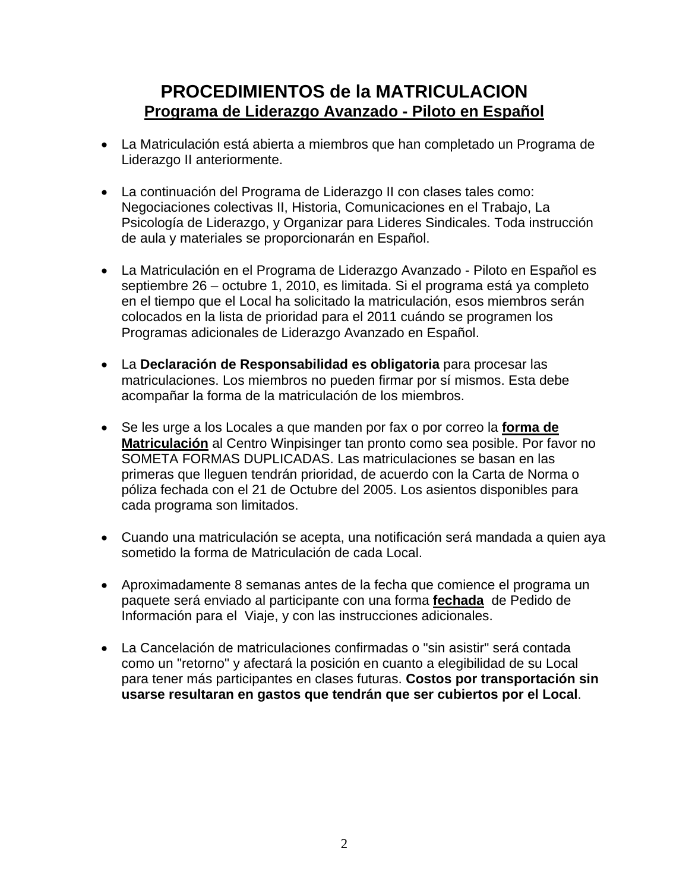# PROCEDIMIENTOS de la MATRICULACION

## Programa de Liderazgo Avanzado - Piloto en Español

- La Matriculación está abierta a miembros que han completado un Programa de Liderazgo II anteriormente.

- La continuación del Programa de Liderazgo II con clases tales como: Negociaciones colectivas II, Historia, Comunicaciones en el Trabajo, La Psicología de Liderazgo, y Organizar para Lideres Sindicales. Toda instrucción de aula y materiales se proporcionarán en Español.

- La Matriculación en el Programa de Liderazgo Avanzado - Piloto en Español es septiembre 26 – octubre 1, 2010, es limitada. Si el programa está ya completo en el tiempo que el Local ha solicitado la matriculación, esos miembros serán colocados en la lista de prioridad para el 2011 cuándo se programen los Programas adicionales de Liderazgo Avanzado en Español.

- La **Declaración de Responsabilidad es obligatoria** para procesar las matriculaciones. Los miembros no pueden firmar por sí mismos. Esta debe acompañar la forma de la matriculación de los miembros.

- Se les urge a los Locales a que manden por fax o por correo la **forma de Matriculación** al Centro Winpisinger tan pronto como sea posible. Por favor no SOMETA FORMAS DUPLICADAS. Las matriculaciones se basan en las primeras que lleguen tendrán prioridad, de acuerdo con la Carta de Norma o póliza fechada con el 21 de Octubre del 2005. Los asientos disponibles para cada programa son limitados.

- Cuando una matriculación se acepta, una notificación será mandada a quien aya sometido la forma de Matriculación de cada Local.

- Aproximadamente 8 semanas antes de la fecha que comience el programa un paquete será enviado al participante con una forma **fechada** de Pedido de Información para el Viaje, y con las instrucciones adicionales.

- La Cancelación de matriculaciones confirmadas o "sin asistir" será contada como un "retorno" y afectará la posición en cuanto a elegibilidad de su Local para tener más participantes en clases futuras. **Costos por transportación sin usarse resultaran en gastos que tendrán que ser cubiertos por el Local**.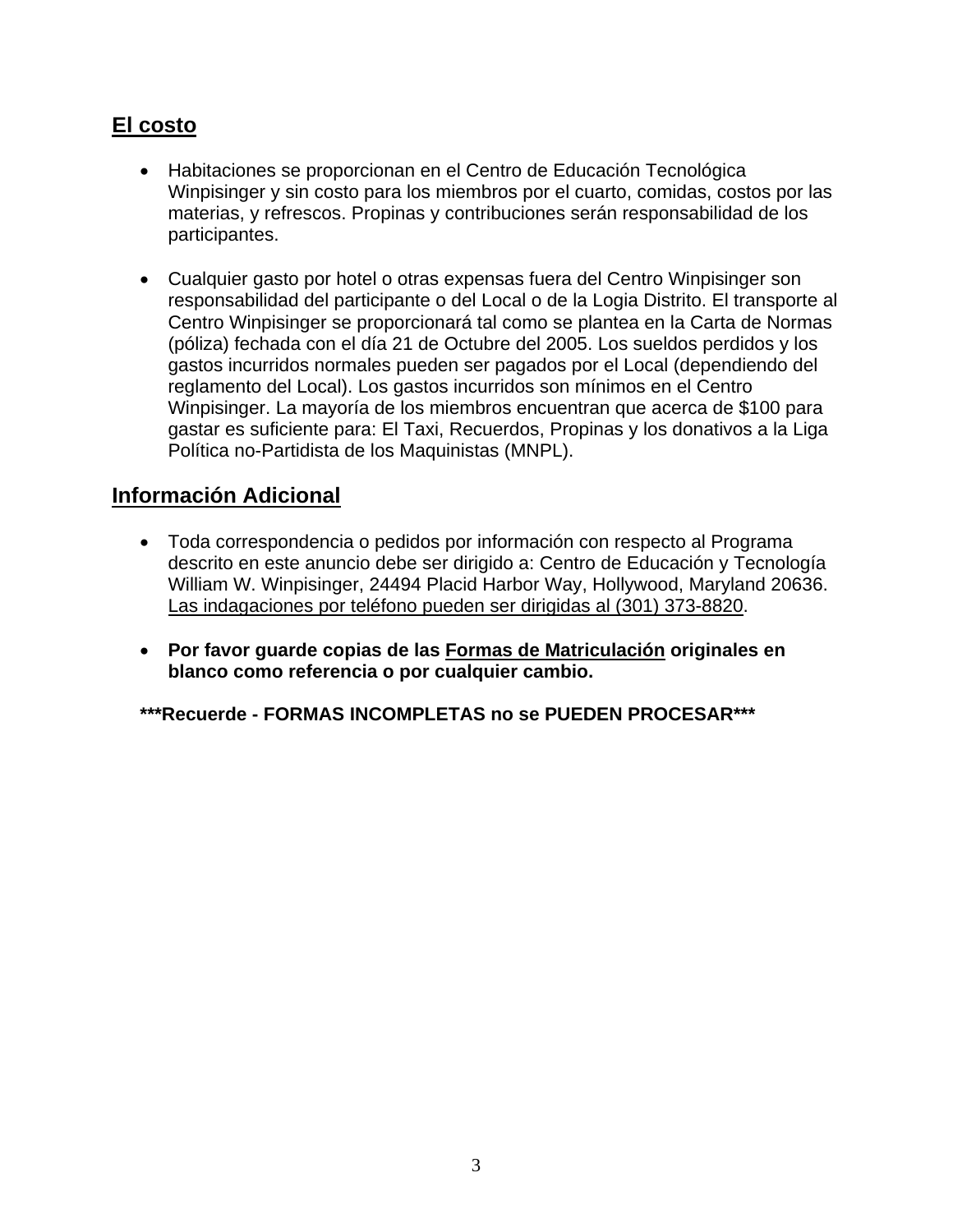## El costo

- Habitaciones se proporcionan en el Centro de Educación Tecnológica Winpisinger y sin costo para los miembros por el cuarto, comidas, costos por las materias, y refrescos. Propinas y contribuciones serán responsabilidad de los participantes.

- Cualquier gasto por hotel o otras expensas fuera del Centro Winpisinger son responsabilidad del participante o del Local o de la Logia Distrito. El transporte al Centro Winpisinger se proporcionará tal como se plantea en la Carta de Normas (póliza) fechada con el día 21 de Octubre del 2005. Los sueldos perdidos y los gastos incurridos normales pueden ser pagados por el Local (dependiendo del reglamento del Local). Los gastos incurridos son mínimos en el Centro Winpisinger. La mayoría de los miembros encuentran que acerca de $100 para gastar es suficiente para: El Taxi, Recuerdos, Propinas y los donativos a la Liga Política no-Partidista de los Maquinistas (MNPL).

## Información Adicional

- Toda correspondencia o pedidos por información con respecto al Programa descrito en este anuncio debe ser dirigido a: Centro de Educación y Tecnología William W. Winpisinger, 24494 Placid Harbor Way, Hollywood, Maryland 20636. Las indagaciones por teléfono pueden ser dirigidas al (301) 373-8820.

- **Por favor guarde copias de las Formas de Matriculación originales en blanco como referencia o por cualquier cambio.**

**\*\*\*Recuerde - FORMAS INCOMPLETAS no se PUEDEN PROCESAR\*\*\***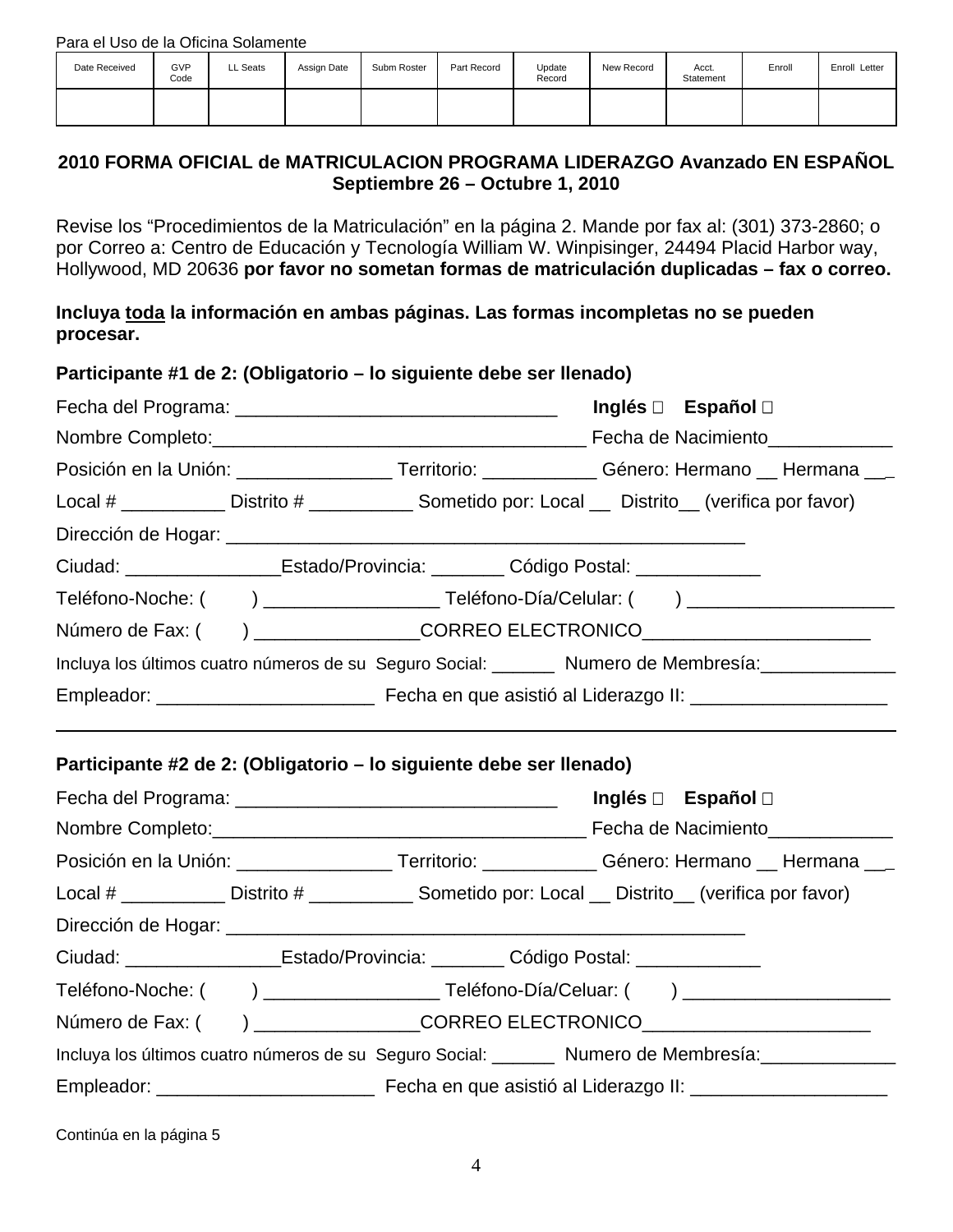Para el Uso de la Oficina Solamente

| Date Received | GVP Code | LL Seats | Assign Date | Subm Roster | Part Record | Update Record | New Record | Acct. Statement | Enroll | Enroll Letter |
|---|---|---|---|---|---|---|---|---|---|---|
| | | | | | | | | | | |

**2010 FORMA OFICIAL de MATRICULACION PROGRAMA LIDERAZGO Avanzado EN ESPAÑOL**
**Septiembre 26 – Octubre 1, 2010**

Revise los "Procedimientos de la Matriculación" en la página 2. Mande por fax al: (301) 373-2860; o por Correo a: Centro de Educación y Tecnología William W. Winpisinger, 24494 Placid Harbor way, Hollywood, MD 20636 **por favor no sometan formas de matriculación duplicadas – fax o correo.**

**Incluya <u>toda</u> la información en ambas páginas. Las formas incompletas no se pueden procesar.**

**Participante #1 de 2: (Obligatorio – lo siguiente debe ser llenado)**

Fecha del Programa: _______________________________ **Inglés** ☐ **Español** ☐

Nombre Completo:____________________________________ Fecha de Nacimiento____________

Posición en la Unión: _______________ Territorio: ___________ Género: Hermano __ Hermana __

Local # __________ Distrito # __________ Sometido por: Local __ Distrito__ (verifica por favor)

Dirección de Hogar: ____________________________________________________

Ciudad: _______________Estado/Provincia: _______ Código Postal: ____________

Teléfono-Noche: ( ) _________________ Teléfono-Día/Celular: ( ) ____________________

Número de Fax: ( ) ________________CORREO ELECTRONICO______________________

Incluya los últimos cuatro números de su Seguro Social: ______ Numero de Membresía:_____________

Empleador: _____________________ Fecha en que asistió al Liderazgo II: ___________________

---

**Participante #2 de 2: (Obligatorio – lo siguiente debe ser llenado)**

Fecha del Programa: _______________________________ **Inglés** ☐ **Español** ☐

Nombre Completo:____________________________________ Fecha de Nacimiento____________

Posición en la Unión: _______________ Territorio: ___________ Género: Hermano __ Hermana __

Local # __________ Distrito # __________ Sometido por: Local __ Distrito__ (verifica por favor)

Dirección de Hogar: ____________________________________________________

Ciudad: _______________Estado/Provincia: _______ Código Postal: ____________

Teléfono-Noche: ( ) _________________ Teléfono-Día/Celuar: ( ) ____________________

Número de Fax: ( ) ________________CORREO ELECTRONICO______________________

Incluya los últimos cuatro números de su Seguro Social: ______ Numero de Membresía:_____________

Empleador: _____________________ Fecha en que asistió al Liderazgo II: ___________________

Continúa en la página 5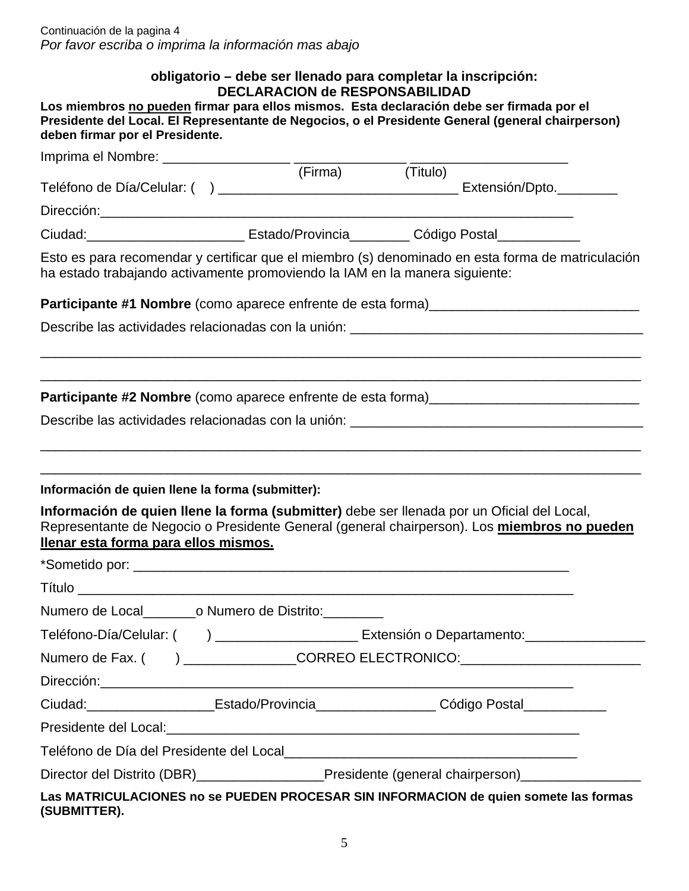Continuación de la pagina 4

*Por favor escriba o imprima la información mas abajo*

**obligatorio – debe ser llenado para completar la inscripción:**
**DECLARACION de RESPONSABILIDAD**

**Los miembros <u>no pueden</u> firmar para ellos mismos. Esta declaración debe ser firmada por el Presidente del Local. El Representante de Negocios, o el Presidente General (general chairperson) deben firmar por el Presidente.**

Imprima el Nombre: _________________ _______________ _____________________
(Firma) (Titulo)

Teléfono de Día/Celular: (    ) ________________________________ Extensión/Dpto.________

Dirección:_________________________________________________________________

Ciudad:_____________________ Estado/Provincia________ Código Postal___________

Esto es para recomendar y certificar que el miembro (s) denominado en esta forma de matriculación ha estado trabajando activamente promoviendo la IAM en la manera siguiente:

**Participante #1 Nombre** (como aparece enfrente de esta forma)____________________________

Describe las actividades relacionadas con la unión: _______________________________________

_________________________________________________________________________________

_________________________________________________________________________________

**Participante #2 Nombre** (como aparece enfrente de esta forma)____________________________

Describe las actividades relacionadas con la unión: _______________________________________

_________________________________________________________________________________

_________________________________________________________________________________

**Información de quien llene la forma (submitter):**

**Información de quien llene la forma (submitter)** debe ser llenada por un Oficial del Local, Representante de Negocio o Presidente General (general chairperson). Los **<u>miembros no pueden llenar esta forma para ellos mismos.</u>**

*Sometido por: ___________________________________________________________

Título __________________________________________________________________

Numero de Local_______o Numero de Distrito:________

Teléfono-Día/Celular: (       ) ___________________ Extensión o Departamento:________________

Numero de Fax. (       ) _______________CORREO ELECTRONICO:________________________

Dirección:_________________________________________________________________

Ciudad:_________________Estado/Provincia________________ Código Postal___________

Presidente del Local:________________________________________________________

Teléfono de Día del Presidente del Local_______________________________________

Director del Distrito (DBR)_________________Presidente (general chairperson)________________

**Las MATRICULACIONES no se PUEDEN PROCESAR SIN INFORMACION de quien somete las formas (SUBMITTER).**